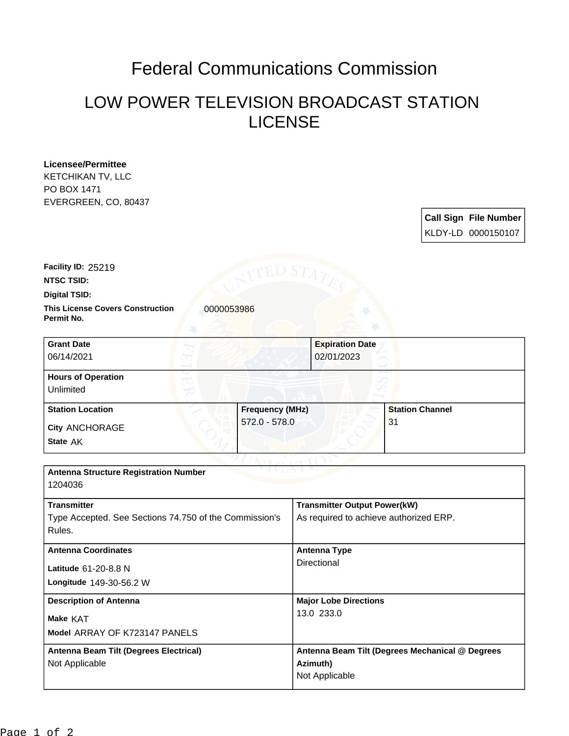# Federal Communications Commission

## LOW POWER TELEVISION BROADCAST STATION LICENSE

**Licensee/Permittee**
KETCHIKAN TV, LLC
PO BOX 1471
EVERGREEN, CO, 80437

| Call Sign | File Number |
| --- | --- |
| KLDY-LD | 0000150107 |

**Facility ID:** 25219

**NTSC TSID:**

**Digital TSID:**

**This License Covers Construction Permit No.** 0000053986

| Grant Date | Expiration Date |
| --- | --- |
| 06/14/2021 | 02/01/2023 |

**Hours of Operation**
Unlimited

| Station Location | Frequency (MHz) | Station Channel |
| --- | --- | --- |
| City ANCHORAGE<br>State AK | 572.0 - 578.0 | 31 |

**Antenna Structure Registration Number**
1204036

| Transmitter | Transmitter Output Power(kW) |
| --- | --- |
| Type Accepted. See Sections 74.750 of the Commission's Rules. | As required to achieve authorized ERP. |

| Antenna Coordinates | Antenna Type |
| --- | --- |
| Latitude 61-20-8.8 N<br>Longitude 149-30-56.2 W | Directional |

| Description of Antenna | Major Lobe Directions |
| --- | --- |
| Make KAT<br>Model ARRAY OF K723147 PANELS | 13.0 233.0 |

| Antenna Beam Tilt (Degrees Electrical) | Antenna Beam Tilt (Degrees Mechanical @ Degrees Azimuth) |
| --- | --- |
| Not Applicable | Not Applicable |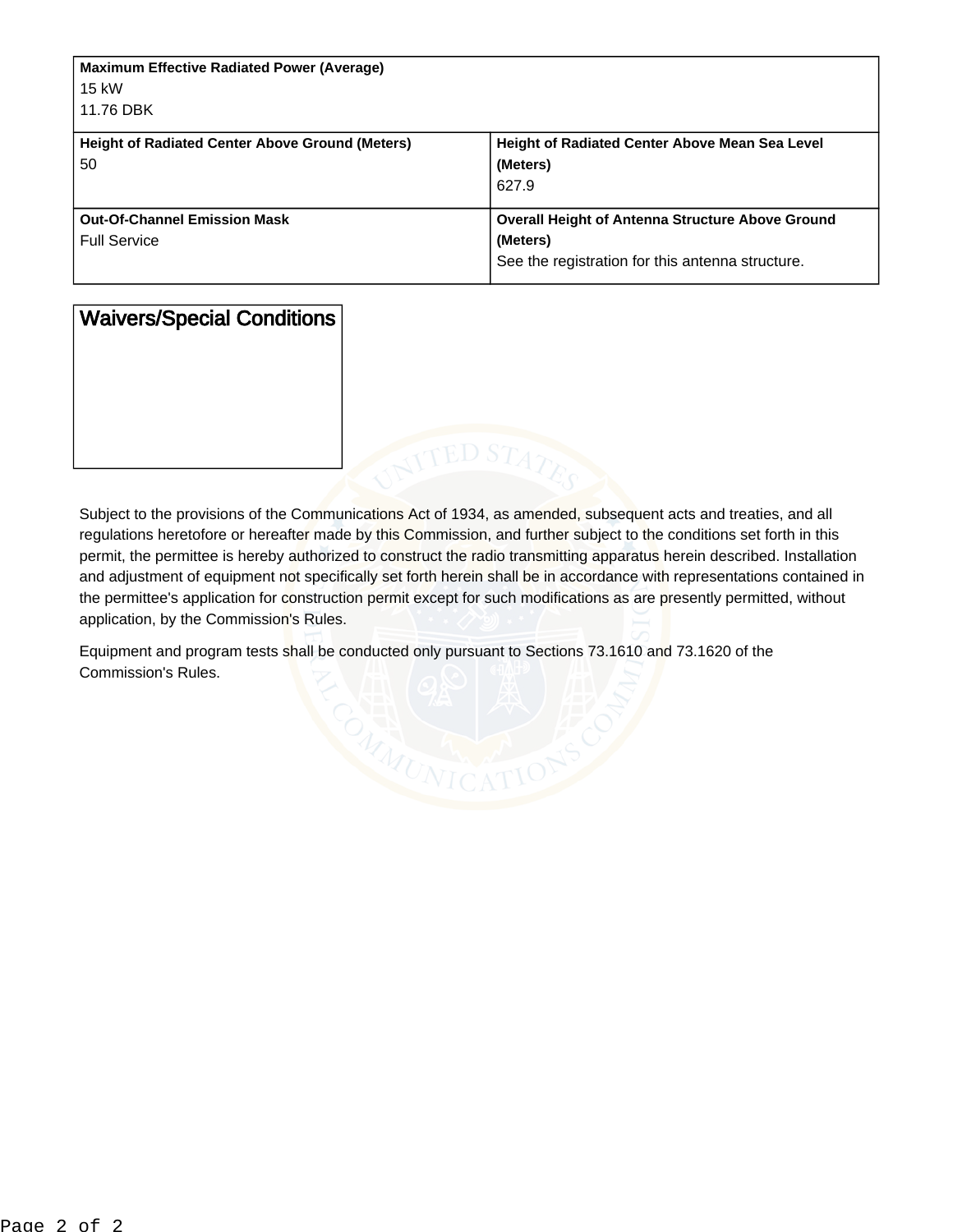| | |
|---|---|
| **Maximum Effective Radiated Power (Average)**<br>15 kW<br>11.76 DBK | |
| **Height of Radiated Center Above Ground (Meters)**<br>50 | **Height of Radiated Center Above Mean Sea Level (Meters)**<br>627.9 |
| **Out-Of-Channel Emission Mask**<br>Full Service | **Overall Height of Antenna Structure Above Ground (Meters)**<br>See the registration for this antenna structure. |

## Waivers/Special Conditions

Subject to the provisions of the Communications Act of 1934, as amended, subsequent acts and treaties, and all regulations heretofore or hereafter made by this Commission, and further subject to the conditions set forth in this permit, the permittee is hereby authorized to construct the radio transmitting apparatus herein described. Installation and adjustment of equipment not specifically set forth herein shall be in accordance with representations contained in the permittee's application for construction permit except for such modifications as are presently permitted, without application, by the Commission's Rules.

Equipment and program tests shall be conducted only pursuant to Sections 73.1610 and 73.1620 of the Commission's Rules.